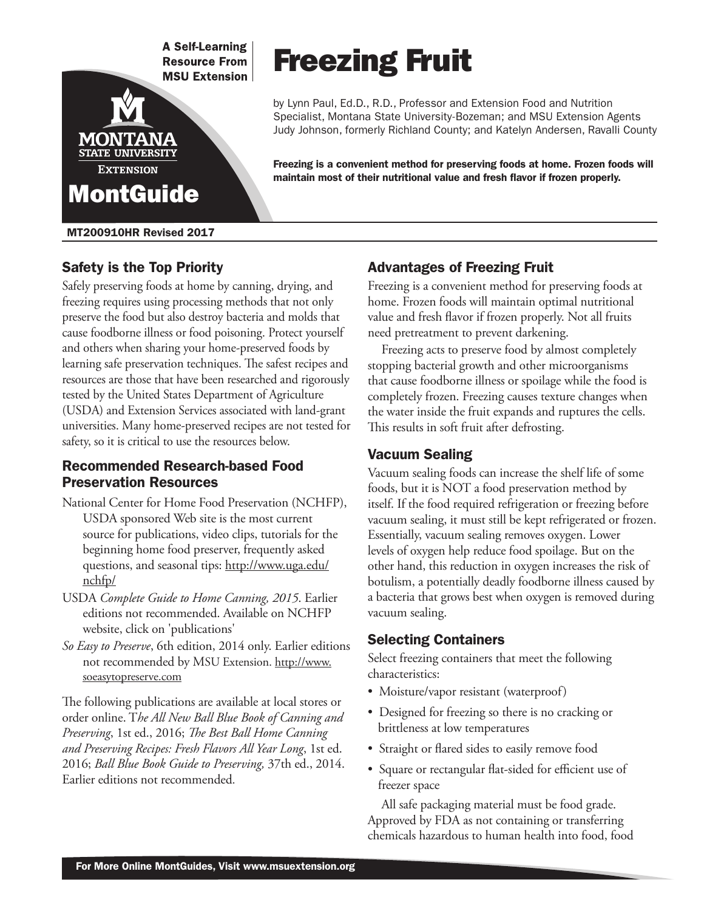A Self-Learning Resource From MSU Extension

MONTANA STATE UNIVERSITY EXTENSION

MontGuide

# Freezing Fruit

by Lynn Paul, Ed.D., R.D., Professor and Extension Food and Nutrition Specialist, Montana State University-Bozeman; and MSU Extension Agents Judy Johnson, formerly Richland County; and Katelyn Andersen, Ravalli County

**Freezing is a convenient method for preserving foods at home. Frozen foods will maintain most of their nutritional value and fresh flavor if frozen properly.**

MT200910HR Revised 2017

## Safety is the Top Priority

Safely preserving foods at home by canning, drying, and freezing requires using processing methods that not only preserve the food but also destroy bacteria and molds that cause foodborne illness or food poisoning. Protect yourself and others when sharing your home-preserved foods by learning safe preservation techniques. The safest recipes and resources are those that have been researched and rigorously tested by the United States Department of Agriculture (USDA) and Extension Services associated with land-grant universities. Many home-preserved recipes are not tested for safety, so it is critical to use the resources below.

## Recommended Research-based Food Preservation Resources

National Center for Home Food Preservation (NCHFP), USDA sponsored Web site is the most current source for publications, video clips, tutorials for the beginning home food preserver, frequently asked questions, and seasonal tips: http://www.uga.edu/nchfp/

USDA *Complete Guide to Home Canning, 2015*. Earlier editions not recommended. Available on NCHFP website, click on 'publications'

*So Easy to Preserve*, 6th edition, 2014 only. Earlier editions not recommended by MSU Extension. http://www.soeasytopreserve.com

The following publications are available at local stores or order online. *The All New Ball Blue Book of Canning and Preserving*, 1st ed., 2016; *The Best Ball Home Canning and Preserving Recipes: Fresh Flavors All Year Long*, 1st ed. 2016; *Ball Blue Book Guide to Preserving,* 37th ed., 2014. Earlier editions not recommended.

## Advantages of Freezing Fruit

Freezing is a convenient method for preserving foods at home. Frozen foods will maintain optimal nutritional value and fresh flavor if frozen properly. Not all fruits need pretreatment to prevent darkening.

Freezing acts to preserve food by almost completely stopping bacterial growth and other microorganisms that cause foodborne illness or spoilage while the food is completely frozen. Freezing causes texture changes when the water inside the fruit expands and ruptures the cells. This results in soft fruit after defrosting.

## Vacuum Sealing

Vacuum sealing foods can increase the shelf life of some foods, but it is NOT a food preservation method by itself. If the food required refrigeration or freezing before vacuum sealing, it must still be kept refrigerated or frozen. Essentially, vacuum sealing removes oxygen. Lower levels of oxygen help reduce food spoilage. But on the other hand, this reduction in oxygen increases the risk of botulism, a potentially deadly foodborne illness caused by a bacteria that grows best when oxygen is removed during vacuum sealing.

## Selecting Containers

Select freezing containers that meet the following characteristics:

- Moisture/vapor resistant (waterproof)
- Designed for freezing so there is no cracking or brittleness at low temperatures
- Straight or flared sides to easily remove food
- Square or rectangular flat-sided for efficient use of freezer space

All safe packaging material must be food grade. Approved by FDA as not containing or transferring chemicals hazardous to human health into food, food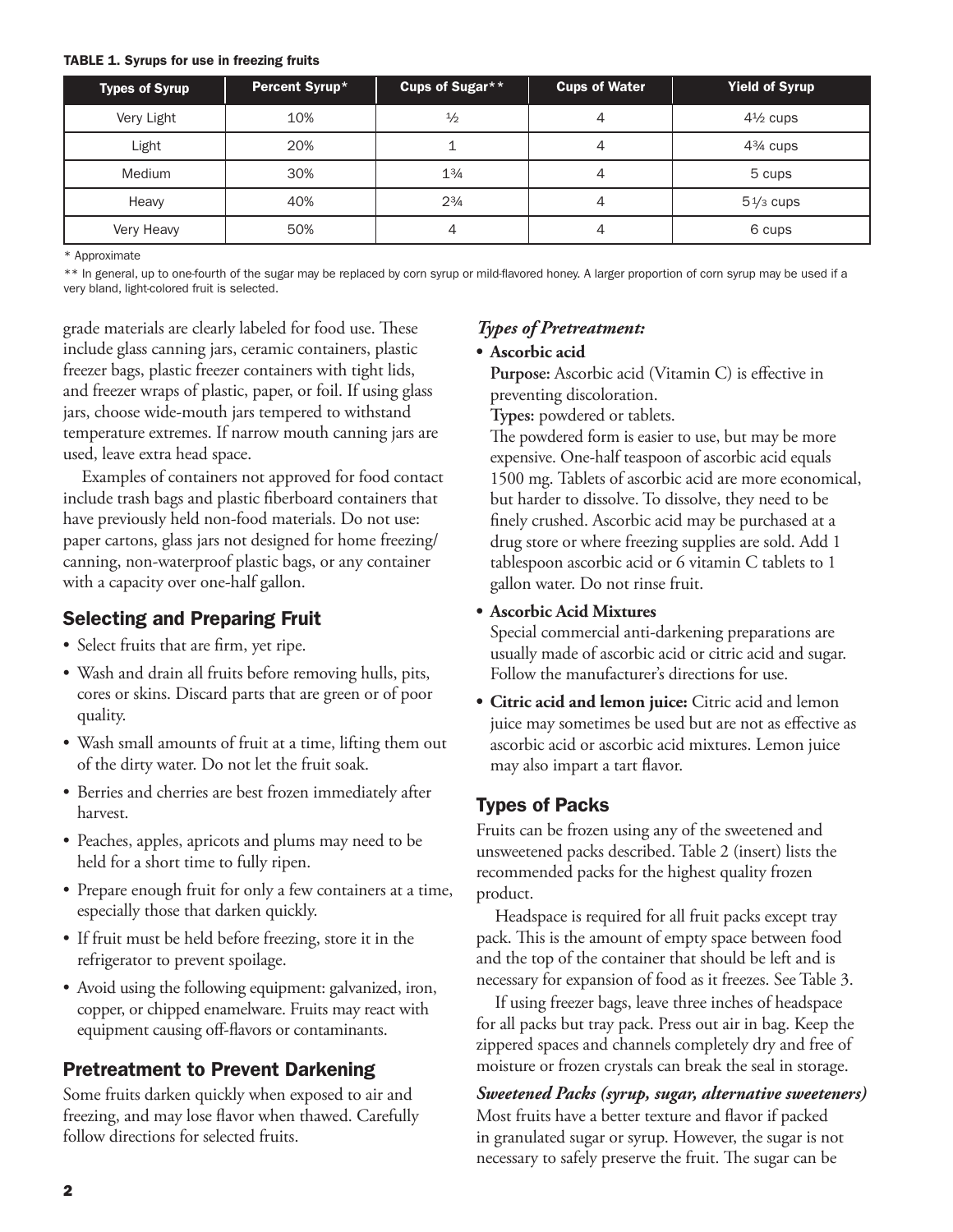**TABLE 1. Syrups for use in freezing fruits**

| Types of Syrup | Percent Syrup* | Cups of Sugar** | Cups of Water | Yield of Syrup |
|---|---|---|---|---|
| Very Light | 10% | ½ | 4 | 4½ cups |
| Light | 20% | 1 | 4 | 4¾ cups |
| Medium | 30% | 1¾ | 4 | 5 cups |
| Heavy | 40% | 2¾ | 4 | 5⅓ cups |
| Very Heavy | 50% | 4 | 4 | 6 cups |

\* Approximate

\*\* In general, up to one-fourth of the sugar may be replaced by corn syrup or mild-flavored honey. A larger proportion of corn syrup may be used if a very bland, light-colored fruit is selected.

grade materials are clearly labeled for food use. These include glass canning jars, ceramic containers, plastic freezer bags, plastic freezer containers with tight lids, and freezer wraps of plastic, paper, or foil. If using glass jars, choose wide-mouth jars tempered to withstand temperature extremes. If narrow mouth canning jars are used, leave extra head space.

Examples of containers not approved for food contact include trash bags and plastic fiberboard containers that have previously held non-food materials. Do not use: paper cartons, glass jars not designed for home freezing/canning, non-waterproof plastic bags, or any container with a capacity over one-half gallon.

## Selecting and Preparing Fruit

- Select fruits that are firm, yet ripe.
- Wash and drain all fruits before removing hulls, pits, cores or skins. Discard parts that are green or of poor quality.
- Wash small amounts of fruit at a time, lifting them out of the dirty water. Do not let the fruit soak.
- Berries and cherries are best frozen immediately after harvest.
- Peaches, apples, apricots and plums may need to be held for a short time to fully ripen.
- Prepare enough fruit for only a few containers at a time, especially those that darken quickly.
- If fruit must be held before freezing, store it in the refrigerator to prevent spoilage.
- Avoid using the following equipment: galvanized, iron, copper, or chipped enamelware. Fruits may react with equipment causing off-flavors or contaminants.

## Pretreatment to Prevent Darkening

Some fruits darken quickly when exposed to air and freezing, and may lose flavor when thawed. Carefully follow directions for selected fruits.

***Types of Pretreatment:***

- **Ascorbic acid**

  **Purpose:** Ascorbic acid (Vitamin C) is effective in preventing discoloration.

  **Types:** powdered or tablets.

  The powdered form is easier to use, but may be more expensive. One-half teaspoon of ascorbic acid equals 1500 mg. Tablets of ascorbic acid are more economical, but harder to dissolve. To dissolve, they need to be finely crushed. Ascorbic acid may be purchased at a drug store or where freezing supplies are sold. Add 1 tablespoon ascorbic acid or 6 vitamin C tablets to 1 gallon water. Do not rinse fruit.

- **Ascorbic Acid Mixtures**

  Special commercial anti-darkening preparations are usually made of ascorbic acid or citric acid and sugar. Follow the manufacturer's directions for use.

- **Citric acid and lemon juice:** Citric acid and lemon juice may sometimes be used but are not as effective as ascorbic acid or ascorbic acid mixtures. Lemon juice may also impart a tart flavor.

## Types of Packs

Fruits can be frozen using any of the sweetened and unsweetened packs described. Table 2 (insert) lists the recommended packs for the highest quality frozen product.

Headspace is required for all fruit packs except tray pack. This is the amount of empty space between food and the top of the container that should be left and is necessary for expansion of food as it freezes. See Table 3.

If using freezer bags, leave three inches of headspace for all packs but tray pack. Press out air in bag. Keep the zippered spaces and channels completely dry and free of moisture or frozen crystals can break the seal in storage.

***Sweetened Packs (syrup, sugar, alternative sweeteners)***

Most fruits have a better texture and flavor if packed in granulated sugar or syrup. However, the sugar is not necessary to safely preserve the fruit. The sugar can be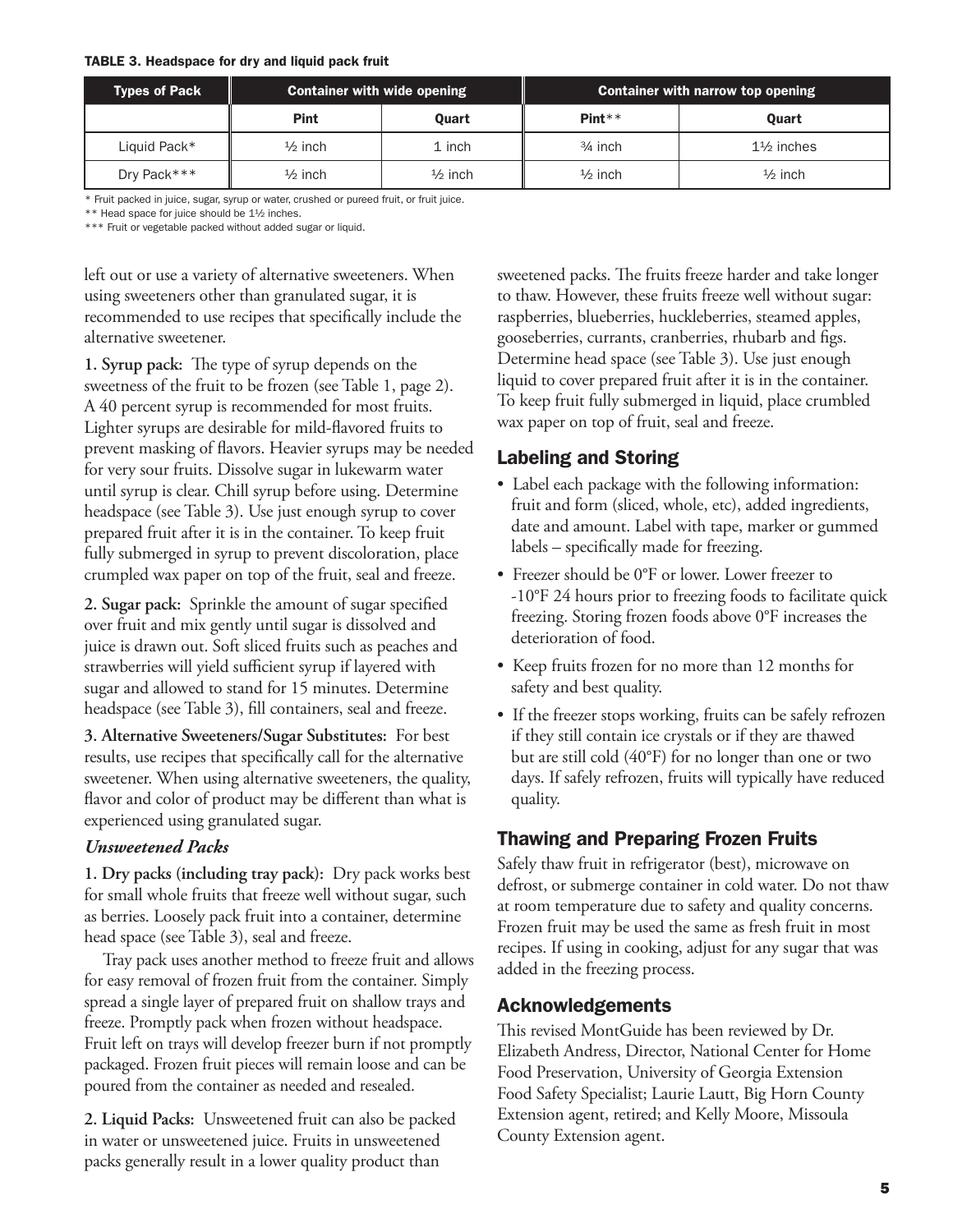**TABLE 3. Headspace for dry and liquid pack fruit**

| Types of Pack | Container with wide opening | | Container with narrow top opening | |
|---|---|---|---|---|
| | Pint | Quart | Pint** | Quart |
| Liquid Pack* | ½ inch | 1 inch | ¾ inch | 1½ inches |
| Dry Pack*** | ½ inch | ½ inch | ½ inch | ½ inch |

\* Fruit packed in juice, sugar, syrup or water, crushed or pureed fruit, or fruit juice.

** Head space for juice should be 1½ inches.

*** Fruit or vegetable packed without added sugar or liquid.

left out or use a variety of alternative sweeteners. When using sweeteners other than granulated sugar, it is recommended to use recipes that specifically include the alternative sweetener.

**1. Syrup pack:** The type of syrup depends on the sweetness of the fruit to be frozen (see Table 1, page 2). A 40 percent syrup is recommended for most fruits. Lighter syrups are desirable for mild-flavored fruits to prevent masking of flavors. Heavier syrups may be needed for very sour fruits. Dissolve sugar in lukewarm water until syrup is clear. Chill syrup before using. Determine headspace (see Table 3). Use just enough syrup to cover prepared fruit after it is in the container. To keep fruit fully submerged in syrup to prevent discoloration, place crumpled wax paper on top of the fruit, seal and freeze.

**2. Sugar pack:** Sprinkle the amount of sugar specified over fruit and mix gently until sugar is dissolved and juice is drawn out. Soft sliced fruits such as peaches and strawberries will yield sufficient syrup if layered with sugar and allowed to stand for 15 minutes. Determine headspace (see Table 3), fill containers, seal and freeze.

**3. Alternative Sweeteners/Sugar Substitutes:** For best results, use recipes that specifically call for the alternative sweetener. When using alternative sweeteners, the quality, flavor and color of product may be different than what is experienced using granulated sugar.

### *Unsweetened Packs*

**1. Dry packs (including tray pack):** Dry pack works best for small whole fruits that freeze well without sugar, such as berries. Loosely pack fruit into a container, determine head space (see Table 3), seal and freeze.

Tray pack uses another method to freeze fruit and allows for easy removal of frozen fruit from the container. Simply spread a single layer of prepared fruit on shallow trays and freeze. Promptly pack when frozen without headspace. Fruit left on trays will develop freezer burn if not promptly packaged. Frozen fruit pieces will remain loose and can be poured from the container as needed and resealed.

**2. Liquid Packs:** Unsweetened fruit can also be packed in water or unsweetened juice. Fruits in unsweetened packs generally result in a lower quality product than sweetened packs. The fruits freeze harder and take longer to thaw. However, these fruits freeze well without sugar: raspberries, blueberries, huckleberries, steamed apples, gooseberries, currants, cranberries, rhubarb and figs. Determine head space (see Table 3). Use just enough liquid to cover prepared fruit after it is in the container. To keep fruit fully submerged in liquid, place crumbled wax paper on top of fruit, seal and freeze.

## Labeling and Storing

- Label each package with the following information: fruit and form (sliced, whole, etc), added ingredients, date and amount. Label with tape, marker or gummed labels – specifically made for freezing.
- Freezer should be 0°F or lower. Lower freezer to -10°F 24 hours prior to freezing foods to facilitate quick freezing. Storing frozen foods above 0°F increases the deterioration of food.
- Keep fruits frozen for no more than 12 months for safety and best quality.
- If the freezer stops working, fruits can be safely refrozen if they still contain ice crystals or if they are thawed but are still cold (40°F) for no longer than one or two days. If safely refrozen, fruits will typically have reduced quality.

## Thawing and Preparing Frozen Fruits

Safely thaw fruit in refrigerator (best), microwave on defrost, or submerge container in cold water. Do not thaw at room temperature due to safety and quality concerns. Frozen fruit may be used the same as fresh fruit in most recipes. If using in cooking, adjust for any sugar that was added in the freezing process.

## Acknowledgements

This revised MontGuide has been reviewed by Dr. Elizabeth Andress, Director, National Center for Home Food Preservation, University of Georgia Extension Food Safety Specialist; Laurie Lautt, Big Horn County Extension agent, retired; and Kelly Moore, Missoula County Extension agent.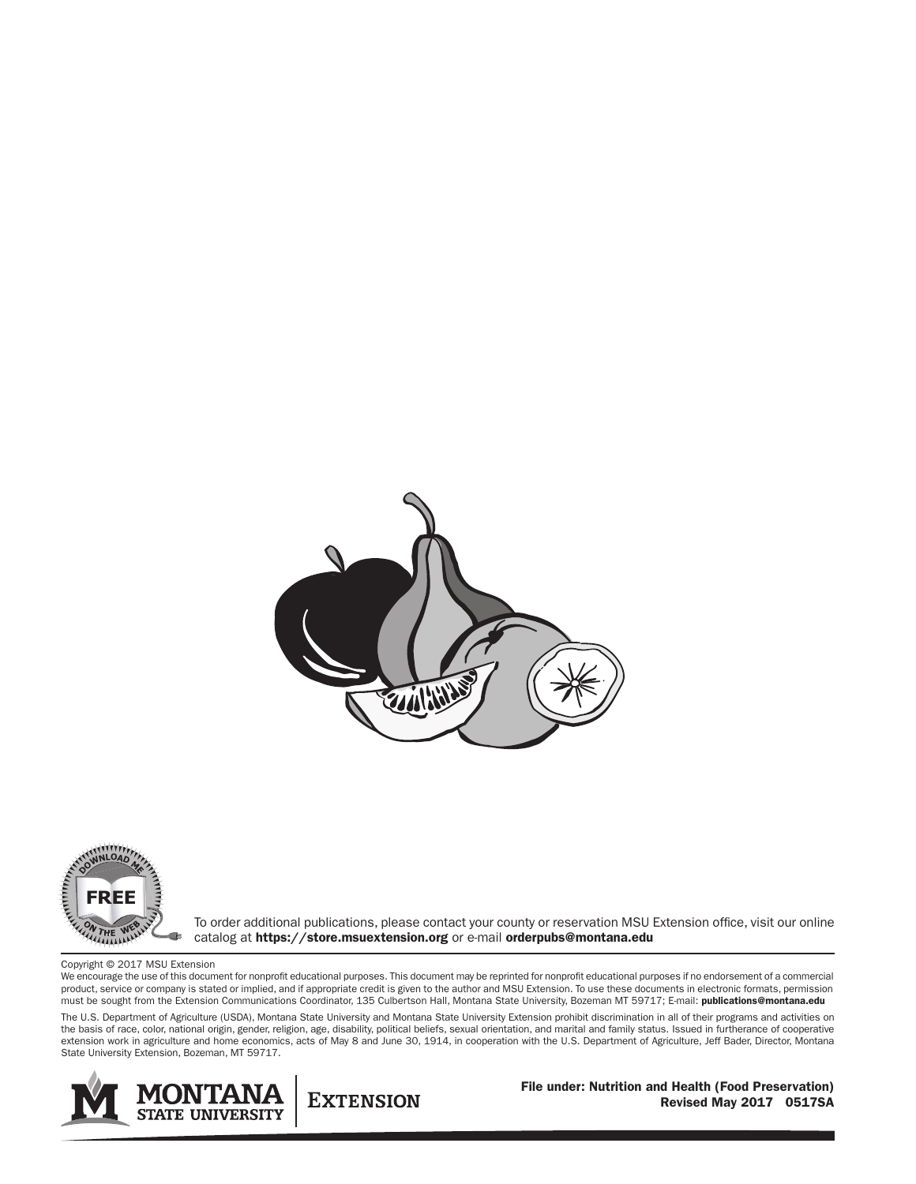To order additional publications, please contact your county or reservation MSU Extension office, visit our online catalog at **https://store.msuextension.org** or e-mail **orderpubs@montana.edu**

Copyright © 2017 MSU Extension

We encourage the use of this document for nonprofit educational purposes. This document may be reprinted for nonprofit educational purposes if no endorsement of a commercial product, service or company is stated or implied, and if appropriate credit is given to the author and MSU Extension. To use these documents in electronic formats, permission must be sought from the Extension Communications Coordinator, 135 Culbertson Hall, Montana State University, Bozeman MT 59717; E-mail: **publications@montana.edu**

The U.S. Department of Agriculture (USDA), Montana State University and Montana State University Extension prohibit discrimination in all of their programs and activities on the basis of race, color, national origin, gender, religion, age, disability, political beliefs, sexual orientation, and marital and family status. Issued in furtherance of cooperative extension work in agriculture and home economics, acts of May 8 and June 30, 1914, in cooperation with the U.S. Department of Agriculture, Jeff Bader, Director, Montana State University Extension, Bozeman, MT 59717.

**File under: Nutrition and Health (Food Preservation)**
**Revised May 2017 0517SA**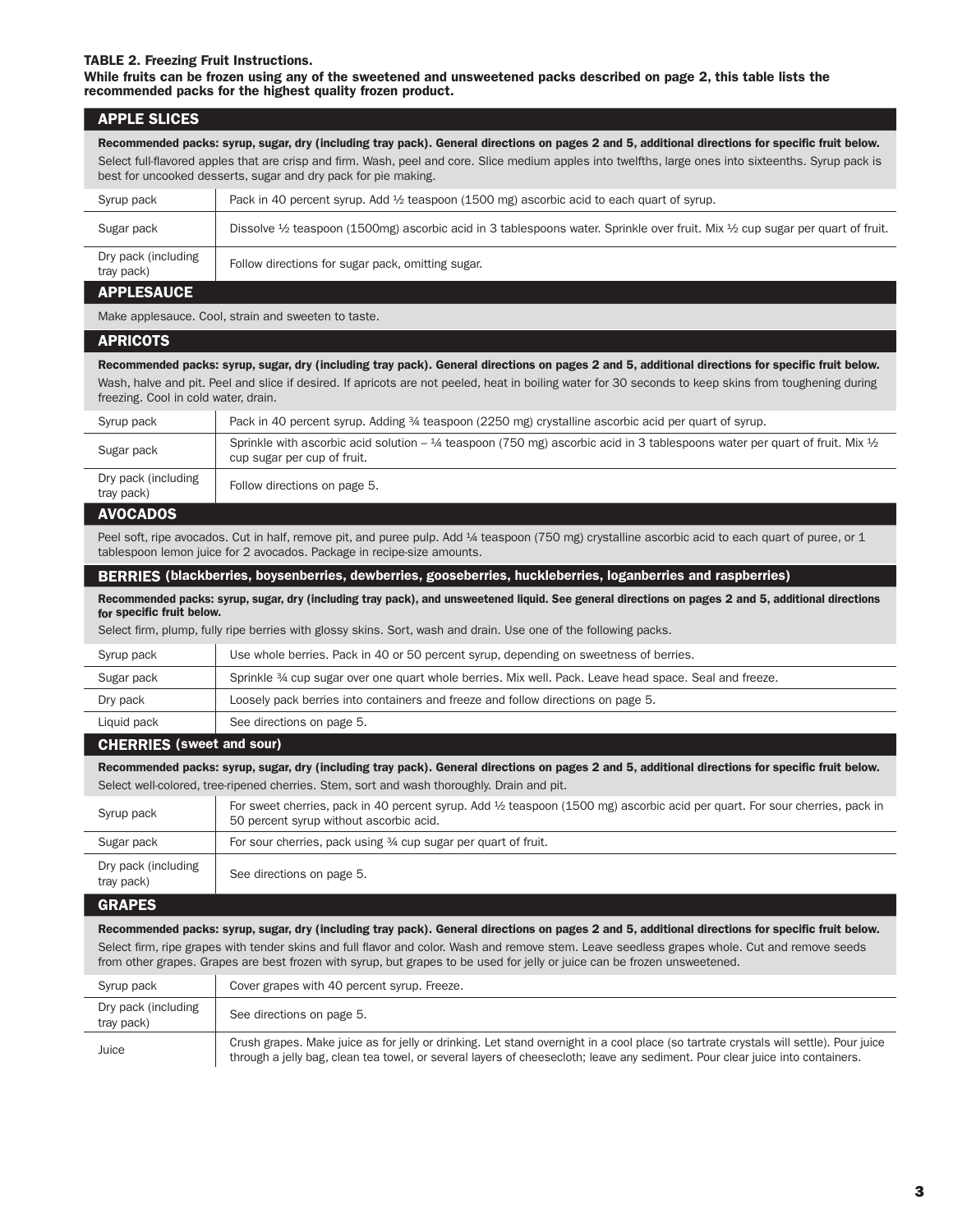**TABLE 2. Freezing Fruit Instructions.**

**While fruits can be frozen using any of the sweetened and unsweetened packs described on page 2, this table lists the recommended packs for the highest quality frozen product.**

## APPLE SLICES

**Recommended packs: syrup, sugar, dry (including tray pack). General directions on pages 2 and 5, additional directions for specific fruit below.**

Select full-flavored apples that are crisp and firm. Wash, peel and core. Slice medium apples into twelfths, large ones into sixteenths. Syrup pack is best for uncooked desserts, sugar and dry pack for pie making.

| Pack | Directions |
|---|---|
| Syrup pack | Pack in 40 percent syrup. Add ½ teaspoon (1500 mg) ascorbic acid to each quart of syrup. |
| Sugar pack | Dissolve ½ teaspoon (1500mg) ascorbic acid in 3 tablespoons water. Sprinkle over fruit. Mix ½ cup sugar per quart of fruit. |
| Dry pack (including tray pack) | Follow directions for sugar pack, omitting sugar. |

## APPLESAUCE

Make applesauce. Cool, strain and sweeten to taste.

## APRICOTS

**Recommended packs: syrup, sugar, dry (including tray pack). General directions on pages 2 and 5, additional directions for specific fruit below.**

Wash, halve and pit. Peel and slice if desired. If apricots are not peeled, heat in boiling water for 30 seconds to keep skins from toughening during freezing. Cool in cold water, drain.

| Pack | Directions |
|---|---|
| Syrup pack | Pack in 40 percent syrup. Adding ¾ teaspoon (2250 mg) crystalline ascorbic acid per quart of syrup. |
| Sugar pack | Sprinkle with ascorbic acid solution – ¼ teaspoon (750 mg) ascorbic acid in 3 tablespoons water per quart of fruit. Mix ½ cup sugar per cup of fruit. |
| Dry pack (including tray pack) | Follow directions on page 5. |

## AVOCADOS

Peel soft, ripe avocados. Cut in half, remove pit, and puree pulp. Add ¼ teaspoon (750 mg) crystalline ascorbic acid to each quart of puree, or 1 tablespoon lemon juice for 2 avocados. Package in recipe-size amounts.

## BERRIES (blackberries, boysenberries, dewberries, gooseberries, huckleberries, loganberries and raspberries)

**Recommended packs: syrup, sugar, dry (including tray pack), and unsweetened liquid. See general directions on pages 2 and 5, additional directions for specific fruit below.**

Select firm, plump, fully ripe berries with glossy skins. Sort, wash and drain. Use one of the following packs.

| Pack | Directions |
|---|---|
| Syrup pack | Use whole berries. Pack in 40 or 50 percent syrup, depending on sweetness of berries. |
| Sugar pack | Sprinkle ¾ cup sugar over one quart whole berries. Mix well. Pack. Leave head space. Seal and freeze. |
| Dry pack | Loosely pack berries into containers and freeze and follow directions on page 5. |
| Liquid pack | See directions on page 5. |

## CHERRIES (sweet and sour)

**Recommended packs: syrup, sugar, dry (including tray pack). General directions on pages 2 and 5, additional directions for specific fruit below.**

Select well-colored, tree-ripened cherries. Stem, sort and wash thoroughly. Drain and pit.

| Pack | Directions |
|---|---|
| Syrup pack | For sweet cherries, pack in 40 percent syrup. Add ½ teaspoon (1500 mg) ascorbic acid per quart. For sour cherries, pack in 50 percent syrup without ascorbic acid. |
| Sugar pack | For sour cherries, pack using ¾ cup sugar per quart of fruit. |
| Dry pack (including tray pack) | See directions on page 5. |

## GRAPES

**Recommended packs: syrup, sugar, dry (including tray pack). General directions on pages 2 and 5, additional directions for specific fruit below.**

Select firm, ripe grapes with tender skins and full flavor and color. Wash and remove stem. Leave seedless grapes whole. Cut and remove seeds from other grapes. Grapes are best frozen with syrup, but grapes to be used for jelly or juice can be frozen unsweetened.

| Pack | Directions |
|---|---|
| Syrup pack | Cover grapes with 40 percent syrup. Freeze. |
| Dry pack (including tray pack) | See directions on page 5. |
| Juice | Crush grapes. Make juice as for jelly or drinking. Let stand overnight in a cool place (so tartrate crystals will settle). Pour juice through a jelly bag, clean tea towel, or several layers of cheesecloth; leave any sediment. Pour clear juice into containers. |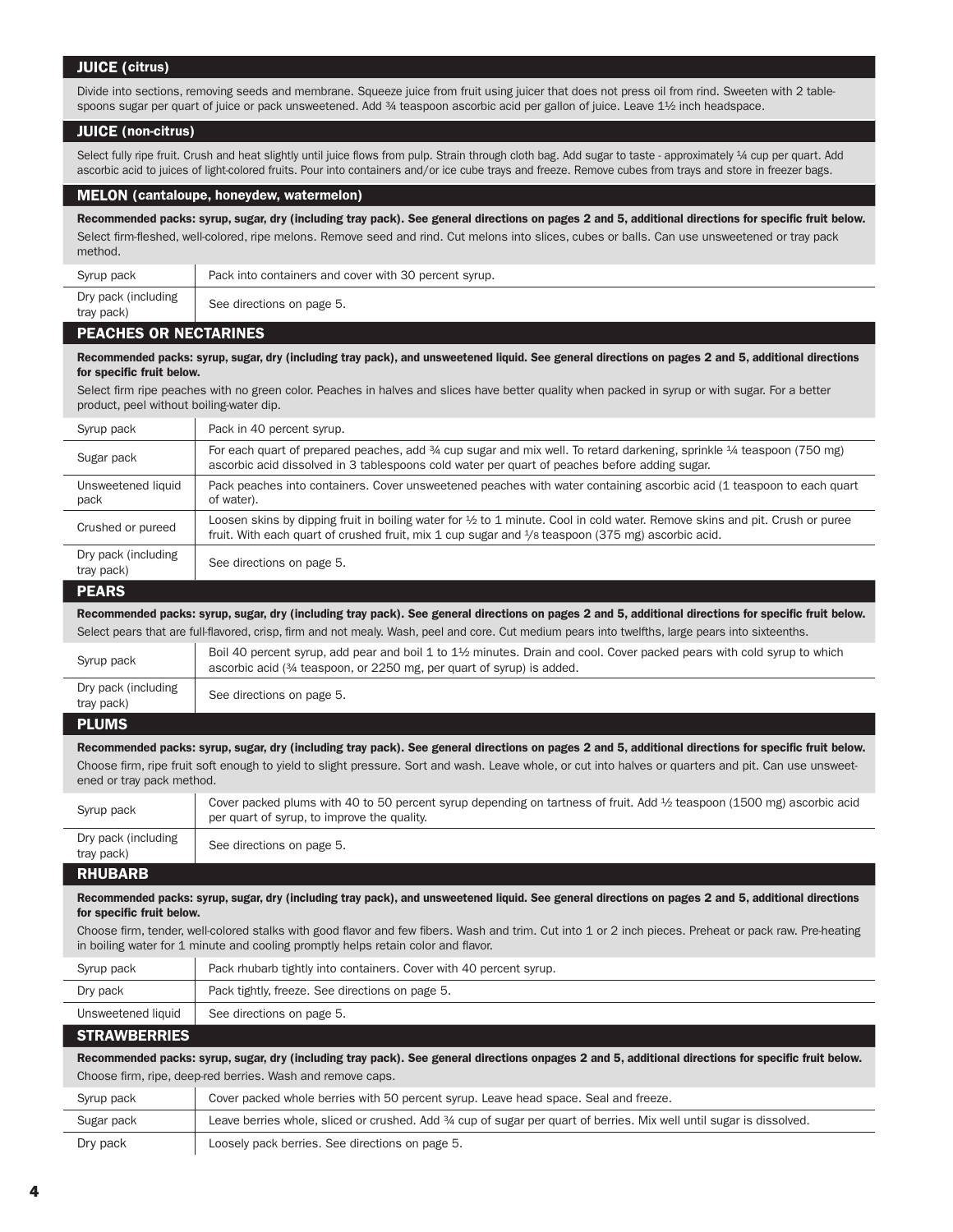## JUICE (citrus)

Divide into sections, removing seeds and membrane. Squeeze juice from fruit using juicer that does not press oil from rind. Sweeten with 2 tablespoons sugar per quart of juice or pack unsweetened. Add ¾ teaspoon ascorbic acid per gallon of juice. Leave 1½ inch headspace.

## JUICE (non-citrus)

Select fully ripe fruit. Crush and heat slightly until juice flows from pulp. Strain through cloth bag. Add sugar to taste - approximately ¼ cup per quart. Add ascorbic acid to juices of light-colored fruits. Pour into containers and/or ice cube trays and freeze. Remove cubes from trays and store in freezer bags.

## MELON (cantaloupe, honeydew, watermelon)

**Recommended packs: syrup, sugar, dry (including tray pack). See general directions on pages 2 and 5, additional directions for specific fruit below.**

Select firm-fleshed, well-colored, ripe melons. Remove seed and rind. Cut melons into slices, cubes or balls. Can use unsweetened or tray pack method.

| | |
|---|---|
| Syrup pack | Pack into containers and cover with 30 percent syrup. |
| Dry pack (including tray pack) | See directions on page 5. |

## PEACHES OR NECTARINES

**Recommended packs: syrup, sugar, dry (including tray pack), and unsweetened liquid. See general directions on pages 2 and 5, additional directions for specific fruit below.**

Select firm ripe peaches with no green color. Peaches in halves and slices have better quality when packed in syrup or with sugar. For a better product, peel without boiling-water dip.

| | |
|---|---|
| Syrup pack | Pack in 40 percent syrup. |
| Sugar pack | For each quart of prepared peaches, add ¾ cup sugar and mix well. To retard darkening, sprinkle ¼ teaspoon (750 mg) ascorbic acid dissolved in 3 tablespoons cold water per quart of peaches before adding sugar. |
| Unsweetened liquid pack | Pack peaches into containers. Cover unsweetened peaches with water containing ascorbic acid (1 teaspoon to each quart of water). |
| Crushed or pureed | Loosen skins by dipping fruit in boiling water for ½ to 1 minute. Cool in cold water. Remove skins and pit. Crush or puree fruit. With each quart of crushed fruit, mix 1 cup sugar and ⅛ teaspoon (375 mg) ascorbic acid. |
| Dry pack (including tray pack) | See directions on page 5. |

## PEARS

**Recommended packs: syrup, sugar, dry (including tray pack). See general directions on pages 2 and 5, additional directions for specific fruit below.**

Select pears that are full-flavored, crisp, firm and not mealy. Wash, peel and core. Cut medium pears into twelfths, large pears into sixteenths.

| | |
|---|---|
| Syrup pack | Boil 40 percent syrup, add pear and boil 1 to 1½ minutes. Drain and cool. Cover packed pears with cold syrup to which ascorbic acid (¾ teaspoon, or 2250 mg, per quart of syrup) is added. |
| Dry pack (including tray pack) | See directions on page 5. |

## PLUMS

**Recommended packs: syrup, sugar, dry (including tray pack). See general directions on pages 2 and 5, additional directions for specific fruit below.**

Choose firm, ripe fruit soft enough to yield to slight pressure. Sort and wash. Leave whole, or cut into halves or quarters and pit. Can use unsweetened or tray pack method.

| | |
|---|---|
| Syrup pack | Cover packed plums with 40 to 50 percent syrup depending on tartness of fruit. Add ½ teaspoon (1500 mg) ascorbic acid per quart of syrup, to improve the quality. |
| Dry pack (including tray pack) | See directions on page 5. |

## RHUBARB

**Recommended packs: syrup, sugar, dry (including tray pack), and unsweetened liquid. See general directions on pages 2 and 5, additional directions for specific fruit below.**

Choose firm, tender, well-colored stalks with good flavor and few fibers. Wash and trim. Cut into 1 or 2 inch pieces. Preheat or pack raw. Pre-heating in boiling water for 1 minute and cooling promptly helps retain color and flavor.

| | |
|---|---|
| Syrup pack | Pack rhubarb tightly into containers. Cover with 40 percent syrup. |
| Dry pack | Pack tightly, freeze. See directions on page 5. |
| Unsweetened liquid | See directions on page 5. |

## STRAWBERRIES

**Recommended packs: syrup, sugar, dry (including tray pack). See general directions onpages 2 and 5, additional directions for specific fruit below.**

Choose firm, ripe, deep-red berries. Wash and remove caps.

| | |
|---|---|
| Syrup pack | Cover packed whole berries with 50 percent syrup. Leave head space. Seal and freeze. |
| Sugar pack | Leave berries whole, sliced or crushed. Add ¾ cup of sugar per quart of berries. Mix well until sugar is dissolved. |
| Dry pack | Loosely pack berries. See directions on page 5. |